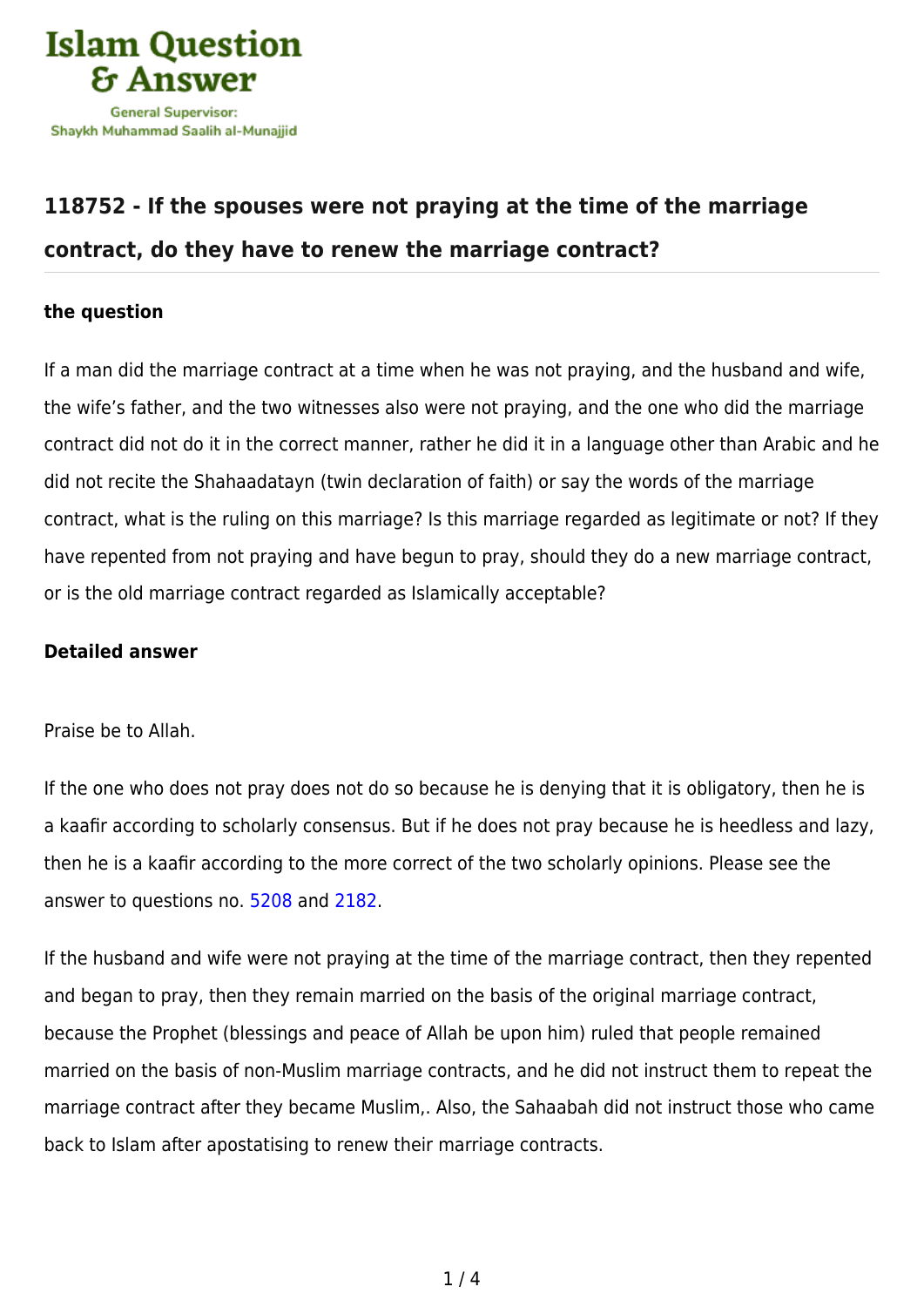Islam Question & Answer

General Supervisor:
Shaykh Muhammad Saalih al-Munajjid

## 118752 - If the spouses were not praying at the time of the marriage contract, do they have to renew the marriage contract?

### the question

If a man did the marriage contract at a time when he was not praying, and the husband and wife, the wife's father, and the two witnesses also were not praying, and the one who did the marriage contract did not do it in the correct manner, rather he did it in a language other than Arabic and he did not recite the Shahaadatayn (twin declaration of faith) or say the words of the marriage contract, what is the ruling on this marriage? Is this marriage regarded as legitimate or not? If they have repented from not praying and have begun to pray, should they do a new marriage contract, or is the old marriage contract regarded as Islamically acceptable?

### Detailed answer

Praise be to Allah.

If the one who does not pray does not do so because he is denying that it is obligatory, then he is a kaafir according to scholarly consensus. But if he does not pray because he is heedless and lazy, then he is a kaafir according to the more correct of the two scholarly opinions. Please see the answer to questions no. 5208 and 2182.

If the husband and wife were not praying at the time of the marriage contract, then they repented and began to pray, then they remain married on the basis of the original marriage contract, because the Prophet (blessings and peace of Allah be upon him) ruled that people remained married on the basis of non-Muslim marriage contracts, and he did not instruct them to repeat the marriage contract after they became Muslim,. Also, the Sahaabah did not instruct those who came back to Islam after apostatising to renew their marriage contracts.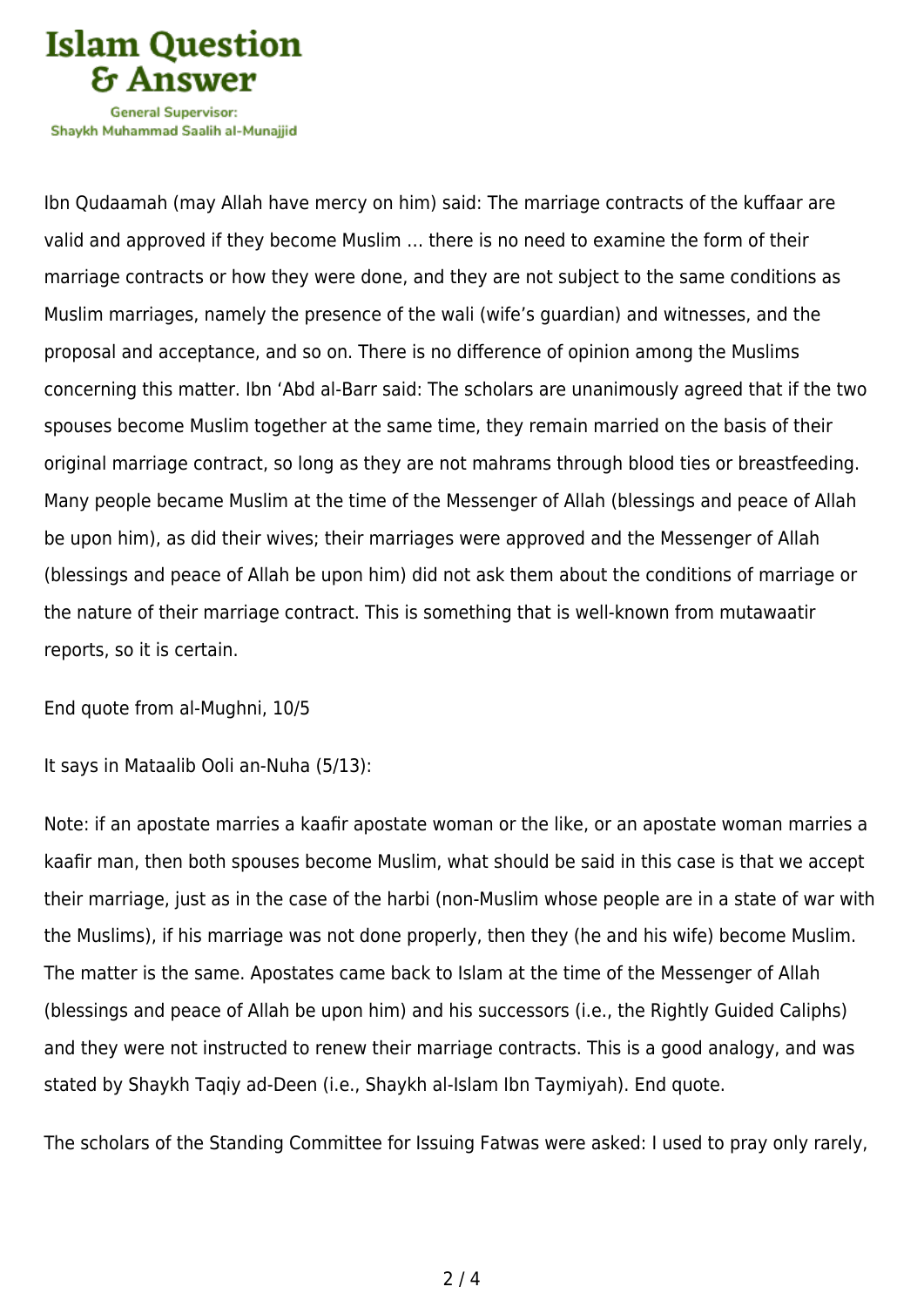Ibn Qudaamah (may Allah have mercy on him) said: The marriage contracts of the kuffaar are valid and approved if they become Muslim … there is no need to examine the form of their marriage contracts or how they were done, and they are not subject to the same conditions as Muslim marriages, namely the presence of the wali (wife's guardian) and witnesses, and the proposal and acceptance, and so on. There is no difference of opinion among the Muslims concerning this matter. Ibn 'Abd al-Barr said: The scholars are unanimously agreed that if the two spouses become Muslim together at the same time, they remain married on the basis of their original marriage contract, so long as they are not mahrams through blood ties or breastfeeding. Many people became Muslim at the time of the Messenger of Allah (blessings and peace of Allah be upon him), as did their wives; their marriages were approved and the Messenger of Allah (blessings and peace of Allah be upon him) did not ask them about the conditions of marriage or the nature of their marriage contract. This is something that is well-known from mutawaatir reports, so it is certain.

End quote from al-Mughni, 10/5

It says in Mataalib Ooli an-Nuha (5/13):

Note: if an apostate marries a kaafir apostate woman or the like, or an apostate woman marries a kaafir man, then both spouses become Muslim, what should be said in this case is that we accept their marriage, just as in the case of the harbi (non-Muslim whose people are in a state of war with the Muslims), if his marriage was not done properly, then they (he and his wife) become Muslim. The matter is the same. Apostates came back to Islam at the time of the Messenger of Allah (blessings and peace of Allah be upon him) and his successors (i.e., the Rightly Guided Caliphs) and they were not instructed to renew their marriage contracts. This is a good analogy, and was stated by Shaykh Taqiy ad-Deen (i.e., Shaykh al-Islam Ibn Taymiyah). End quote.

The scholars of the Standing Committee for Issuing Fatwas were asked: I used to pray only rarely,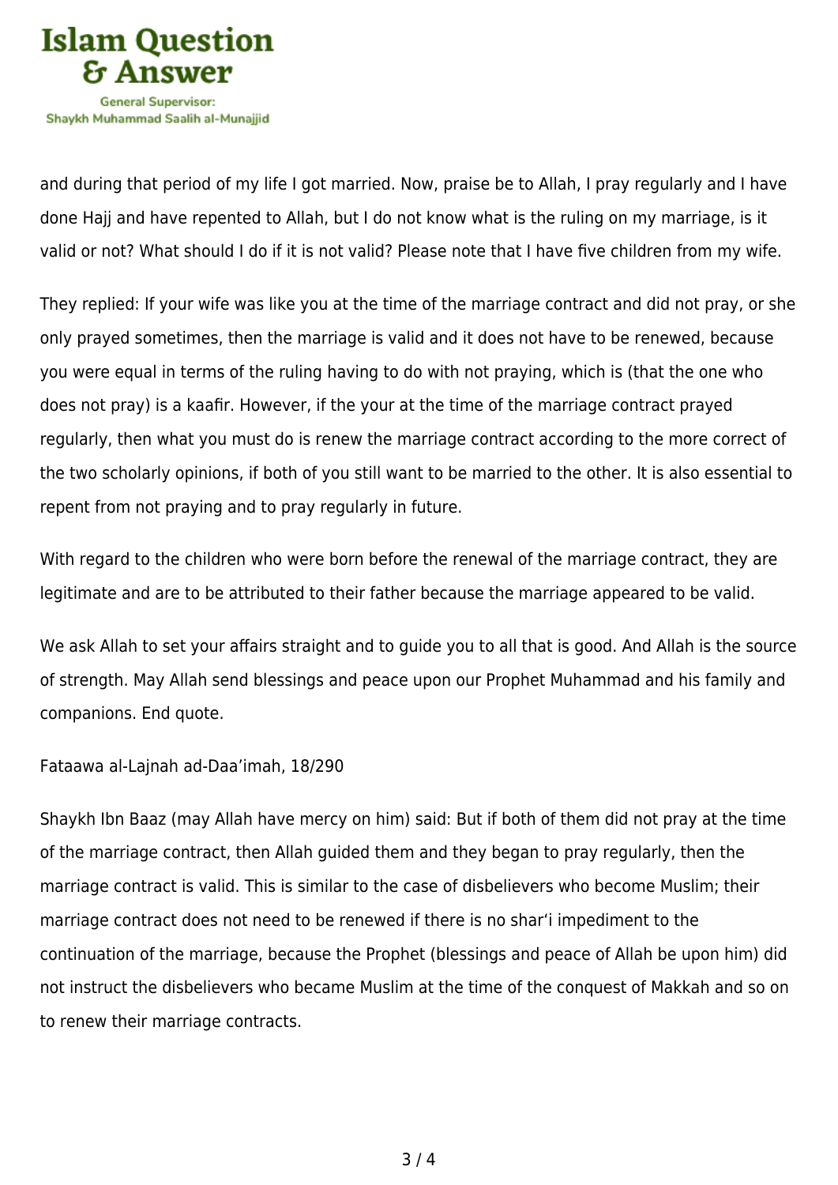and during that period of my life I got married. Now, praise be to Allah, I pray regularly and I have done Hajj and have repented to Allah, but I do not know what is the ruling on my marriage, is it valid or not? What should I do if it is not valid? Please note that I have five children from my wife.

They replied: If your wife was like you at the time of the marriage contract and did not pray, or she only prayed sometimes, then the marriage is valid and it does not have to be renewed, because you were equal in terms of the ruling having to do with not praying, which is (that the one who does not pray) is a kaafir. However, if the your at the time of the marriage contract prayed regularly, then what you must do is renew the marriage contract according to the more correct of the two scholarly opinions, if both of you still want to be married to the other. It is also essential to repent from not praying and to pray regularly in future.

With regard to the children who were born before the renewal of the marriage contract, they are legitimate and are to be attributed to their father because the marriage appeared to be valid.

We ask Allah to set your affairs straight and to guide you to all that is good. And Allah is the source of strength. May Allah send blessings and peace upon our Prophet Muhammad and his family and companions. End quote.

Fataawa al-Lajnah ad-Daa'imah, 18/290

Shaykh Ibn Baaz (may Allah have mercy on him) said: But if both of them did not pray at the time of the marriage contract, then Allah guided them and they began to pray regularly, then the marriage contract is valid. This is similar to the case of disbelievers who become Muslim; their marriage contract does not need to be renewed if there is no shar'i impediment to the continuation of the marriage, because the Prophet (blessings and peace of Allah be upon him) did not instruct the disbelievers who became Muslim at the time of the conquest of Makkah and so on to renew their marriage contracts.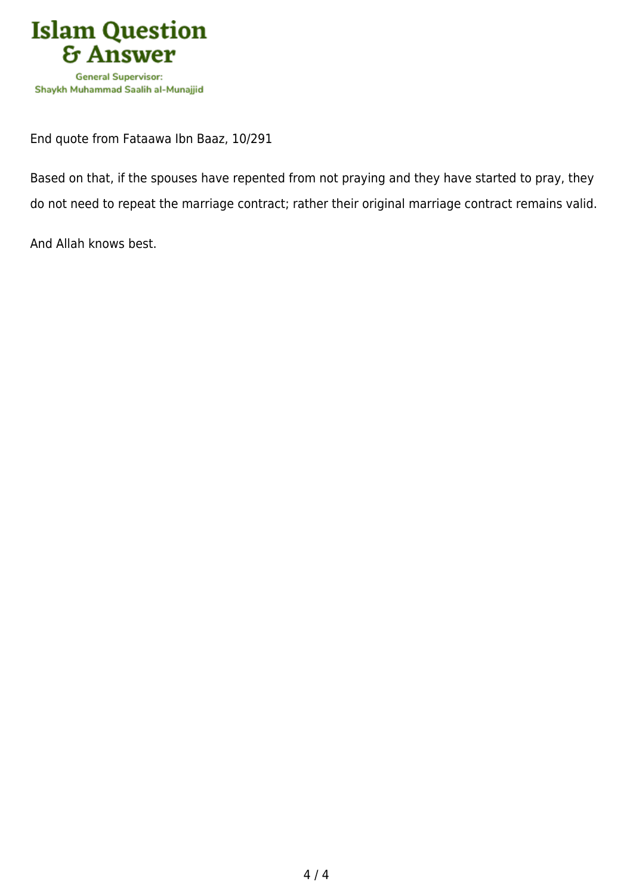End quote from Fataawa Ibn Baaz, 10/291

Based on that, if the spouses have repented from not praying and they have started to pray, they do not need to repeat the marriage contract; rather their original marriage contract remains valid.

And Allah knows best.